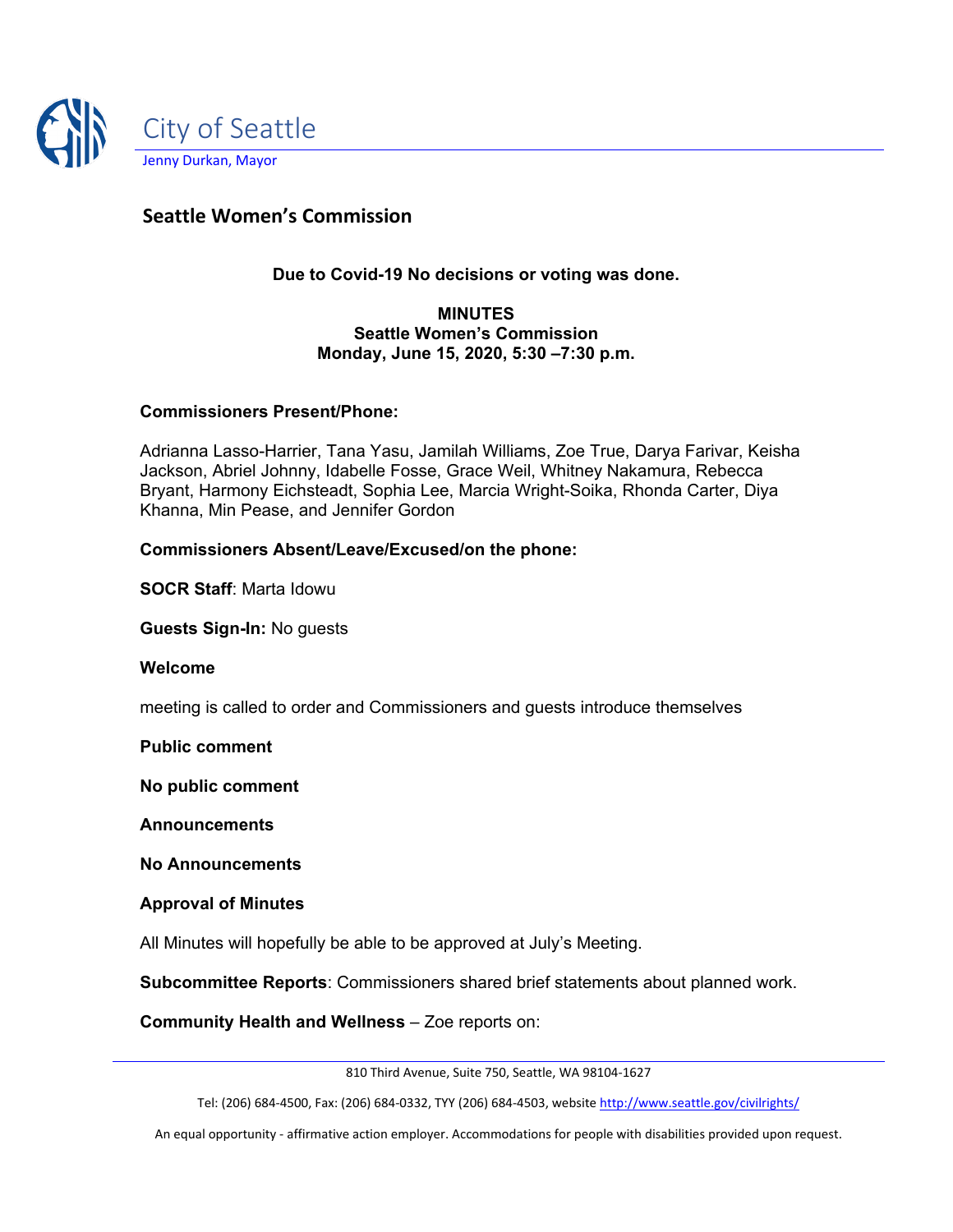City of Seattle

Jenny Durkan, Mayor

## Seattle Women's Commission

**Due to Covid-19 No decisions or voting was done.**

**MINUTES**
**Seattle Women's Commission**
**Monday, June 15, 2020, 5:30 –7:30 p.m.**

**Commissioners Present/Phone:**

Adrianna Lasso-Harrier, Tana Yasu, Jamilah Williams, Zoe True, Darya Farivar, Keisha Jackson, Abriel Johnny, Idabelle Fosse, Grace Weil, Whitney Nakamura, Rebecca Bryant, Harmony Eichsteadt, Sophia Lee, Marcia Wright-Soika, Rhonda Carter, Diya Khanna, Min Pease, and Jennifer Gordon

**Commissioners Absent/Leave/Excused/on the phone:**

**SOCR Staff**: Marta Idowu

**Guests Sign-In:** No guests

**Welcome**

meeting is called to order and Commissioners and guests introduce themselves

**Public comment**

**No public comment**

**Announcements**

**No Announcements**

**Approval of Minutes**

All Minutes will hopefully be able to be approved at July's Meeting.

**Subcommittee Reports**: Commissioners shared brief statements about planned work.

**Community Health and Wellness** – Zoe reports on:

810 Third Avenue, Suite 750, Seattle, WA 98104-1627

Tel: (206) 684-4500, Fax: (206) 684-0332, TYY (206) 684-4503, website http://www.seattle.gov/civilrights/

An equal opportunity - affirmative action employer. Accommodations for people with disabilities provided upon request.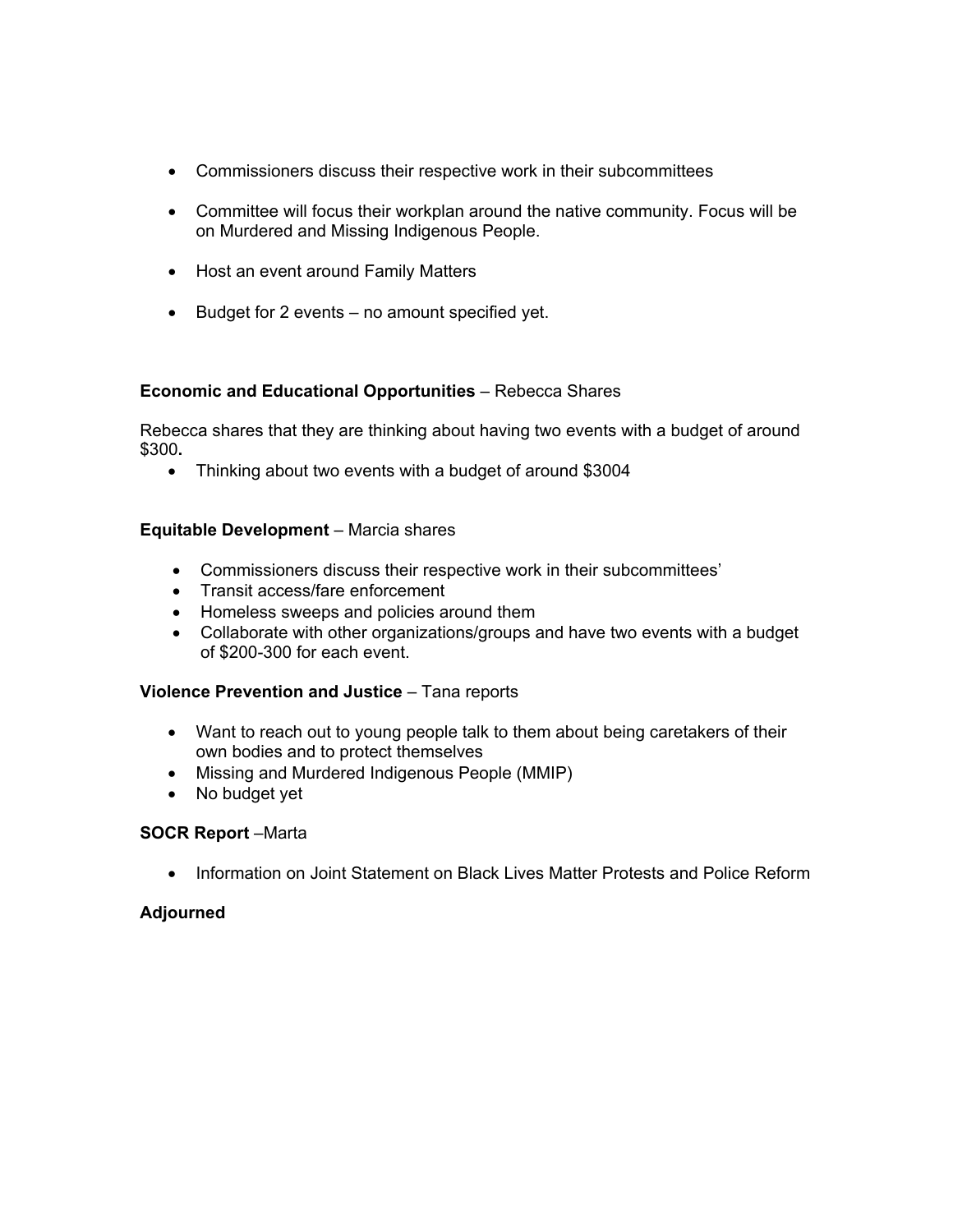- Commissioners discuss their respective work in their subcommittees
- Committee will focus their workplan around the native community. Focus will be on Murdered and Missing Indigenous People.
- Host an event around Family Matters
- Budget for 2 events – no amount specified yet.

**Economic and Educational Opportunities** – Rebecca Shares

Rebecca shares that they are thinking about having two events with a budget of around $300**.**

- Thinking about two events with a budget of around $3004

**Equitable Development** – Marcia shares

- Commissioners discuss their respective work in their subcommittees'
- Transit access/fare enforcement
- Homeless sweeps and policies around them
- Collaborate with other organizations/groups and have two events with a budget of $200-300 for each event.

**Violence Prevention and Justice** – Tana reports

- Want to reach out to young people talk to them about being caretakers of their own bodies and to protect themselves
- Missing and Murdered Indigenous People (MMIP)
- No budget yet

**SOCR Report** –Marta

- Information on Joint Statement on Black Lives Matter Protests and Police Reform

**Adjourned**